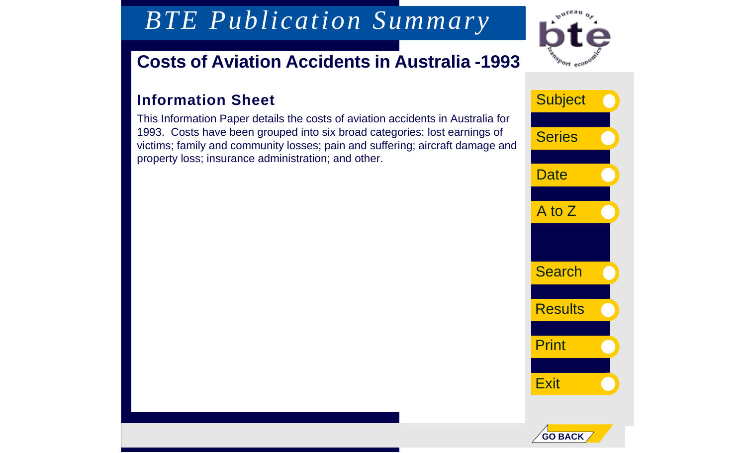# BTE Publication Summary

## Costs of Aviation Accidents in Australia -1993

### Information Sheet

This Information Paper details the costs of aviation accidents in Australia for 1993. Costs have been grouped into six broad categories: lost earnings of victims; family and community losses; pain and suffering; aircraft damage and property loss; insurance administration; and other.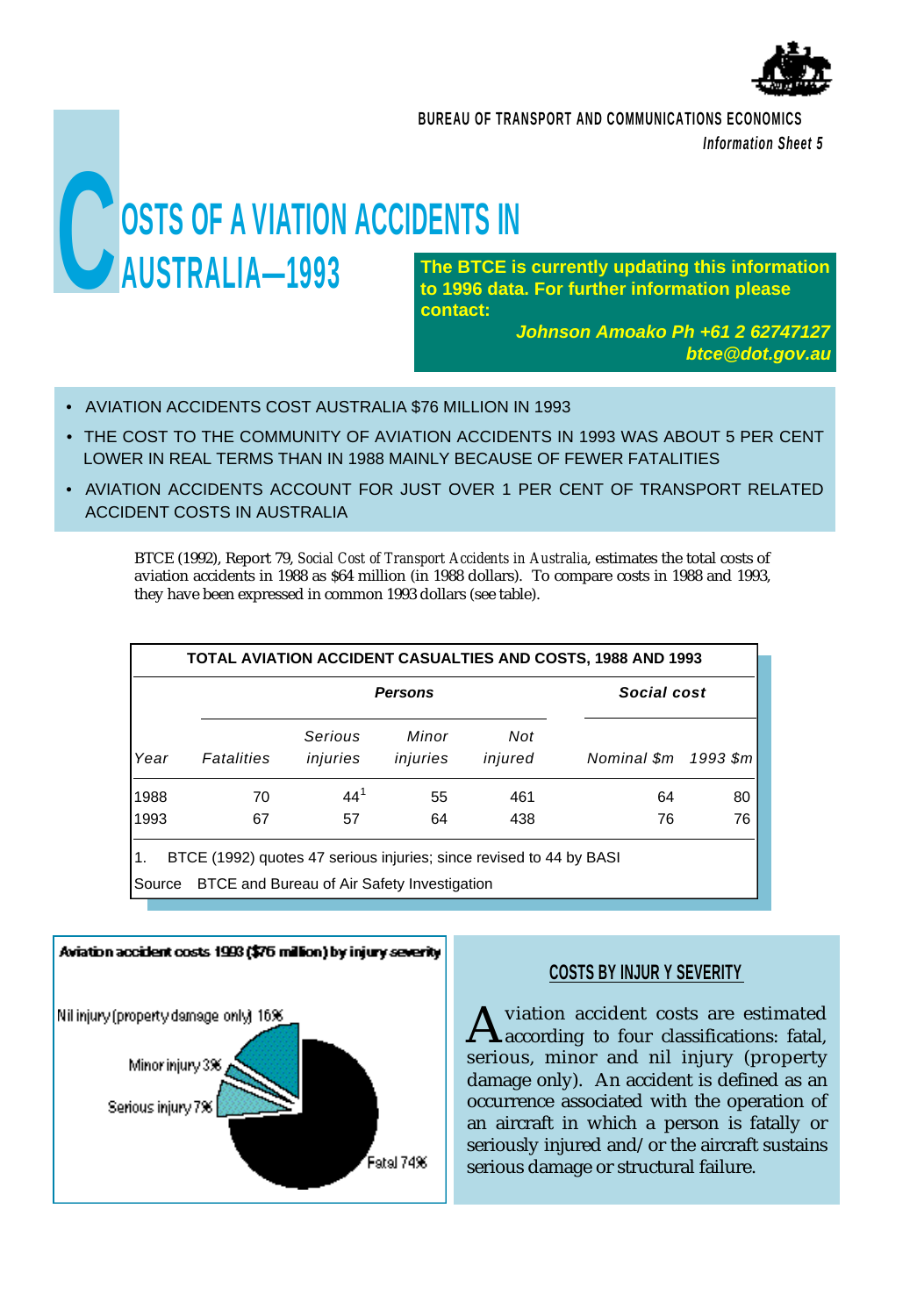BUREAU OF TRANSPORT AND COMMUNICATIONS ECONOMICS

*Information Sheet 5*

# COSTS OF AVIATION ACCIDENTS IN AUSTRALIA—1993

**The BTCE is currently updating this information to 1996 data. For further information please contact:**

***Johnson Amoako Ph +61 2 62747127***
***btce@dot.gov.au***

- AVIATION ACCIDENTS COST AUSTRALIA $76 MILLION IN 1993
- THE COST TO THE COMMUNITY OF AVIATION ACCIDENTS IN 1993 WAS ABOUT 5 PER CENT LOWER IN REAL TERMS THAN IN 1988 MAINLY BECAUSE OF FEWER FATALITIES
- AVIATION ACCIDENTS ACCOUNT FOR JUST OVER 1 PER CENT OF TRANSPORT RELATED ACCIDENT COSTS IN AUSTRALIA

BTCE (1992), Report 79, *Social Cost of Transport Accidents in Australia*, estimates the total costs of aviation accidents in 1988 as $64 million (in 1988 dollars). To compare costs in 1988 and 1993, they have been expressed in common 1993 dollars (see table).

**TOTAL AVIATION ACCIDENT CASUALTIES AND COSTS, 1988 AND 1993**

| | *Persons* | | | | *Social cost* | |
|---|---|---|---|---|---|---|
| *Year* | *Fatalities* | *Serious injuries* | *Minor injuries* | *Not injured* | *Nominal $m* | *1993 $m* |
| 1988 | 70 | 44[1] | 55 | 461 | 64 | 80 |
| 1993 | 67 | 57 | 64 | 438 | 76 | 76 |

1. BTCE (1992) quotes 47 serious injuries; since revised to 44 by BASI

Source BTCE and Bureau of Air Safety Investigation

**Aviation accident costs 1993 ($76 million) by injury severity**

Nil injury (property damage only) 16%
Minor injury 3%
Serious injury 7%
Fatal 74%

## COSTS BY INJURY SEVERITY

Aviation accident costs are estimated according to four classifications: fatal, serious, minor and nil injury (property damage only). An accident is defined as an occurrence associated with the operation of an aircraft in which a person is fatally or seriously injured and/or the aircraft sustains serious damage or structural failure.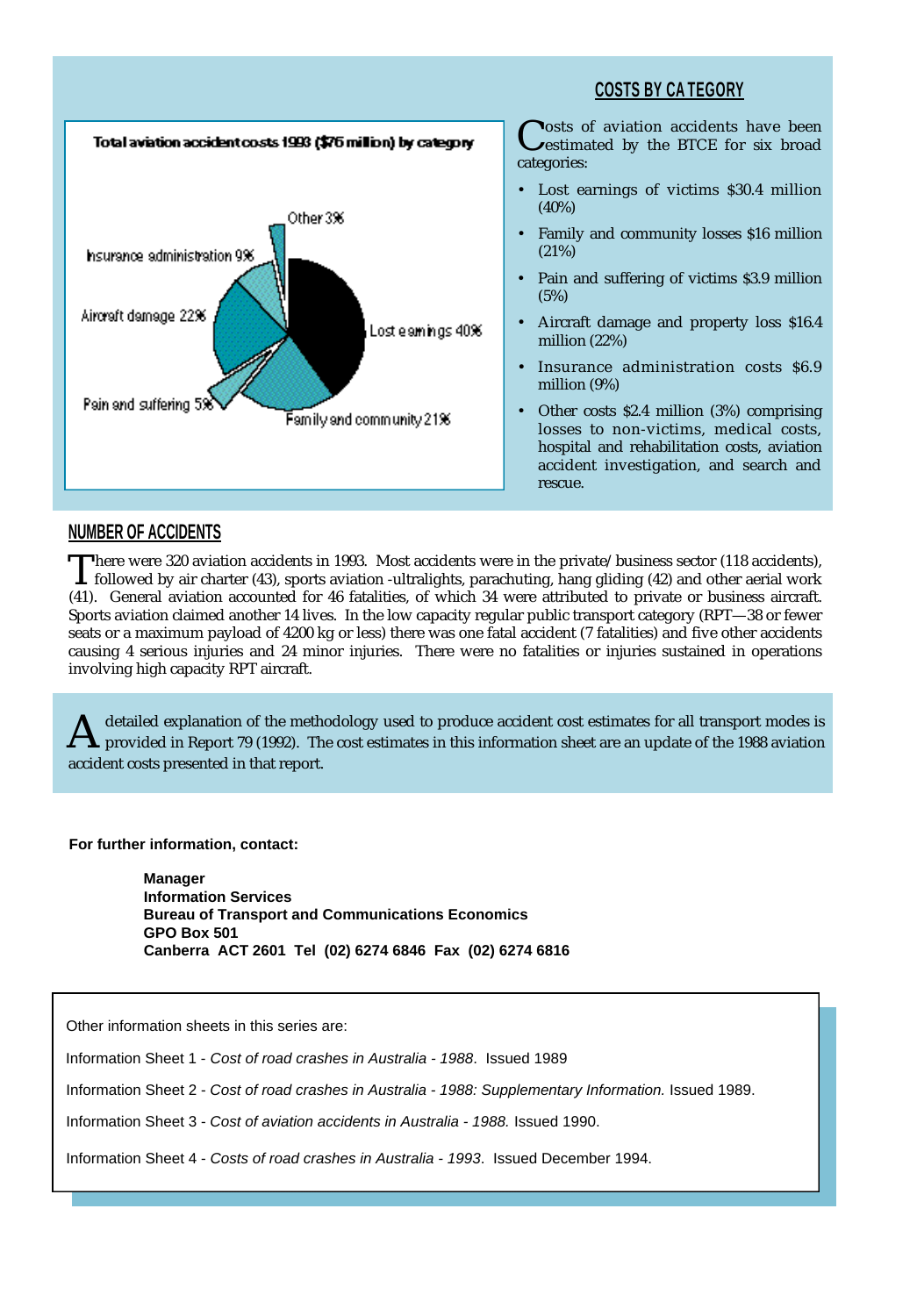Total aviation accident costs 1993 ($76 million) by category

Other 3%

Insurance administration 9%

Aircraft damage 22%

Lost earnings 40%

Pain and suffering 5%

Family and community 21%

## COSTS BY CATEGORY

Costs of aviation accidents have been estimated by the BTCE for six broad categories:

- Lost earnings of victims $30.4 million (40%)
- Family and community losses $16 million (21%)
- Pain and suffering of victims $3.9 million (5%)
- Aircraft damage and property loss $16.4 million (22%)
- Insurance administration costs $6.9 million (9%)
- Other costs $2.4 million (3%) comprising losses to non-victims, medical costs, hospital and rehabilitation costs, aviation accident investigation, and search and rescue.

## NUMBER OF ACCIDENTS

There were 320 aviation accidents in 1993. Most accidents were in the private/business sector (118 accidents), followed by air charter (43), sports aviation -ultralights, parachuting, hang gliding (42) and other aerial work (41). General aviation accounted for 46 fatalities, of which 34 were attributed to private or business aircraft. Sports aviation claimed another 14 lives. In the low capacity regular public transport category (RPT—38 or fewer seats or a maximum payload of 4200 kg or less) there was one fatal accident (7 fatalities) and five other accidents causing 4 serious injuries and 24 minor injuries. There were no fatalities or injuries sustained in operations involving high capacity RPT aircraft.

A detailed explanation of the methodology used to produce accident cost estimates for all transport modes is provided in Report 79 (1992). The cost estimates in this information sheet are an update of the 1988 aviation accident costs presented in that report.

**For further information, contact:**

**Manager**
**Information Services**
**Bureau of Transport and Communications Economics**
**GPO Box 501**
**Canberra ACT 2601 Tel (02) 6274 6846 Fax (02) 6274 6816**

Other information sheets in this series are:

Information Sheet 1 - *Cost of road crashes in Australia - 1988*. Issued 1989

Information Sheet 2 - *Cost of road crashes in Australia - 1988: Supplementary Information.* Issued 1989.

Information Sheet 3 - *Cost of aviation accidents in Australia - 1988.* Issued 1990.

Information Sheet 4 - *Costs of road crashes in Australia - 1993*. Issued December 1994.